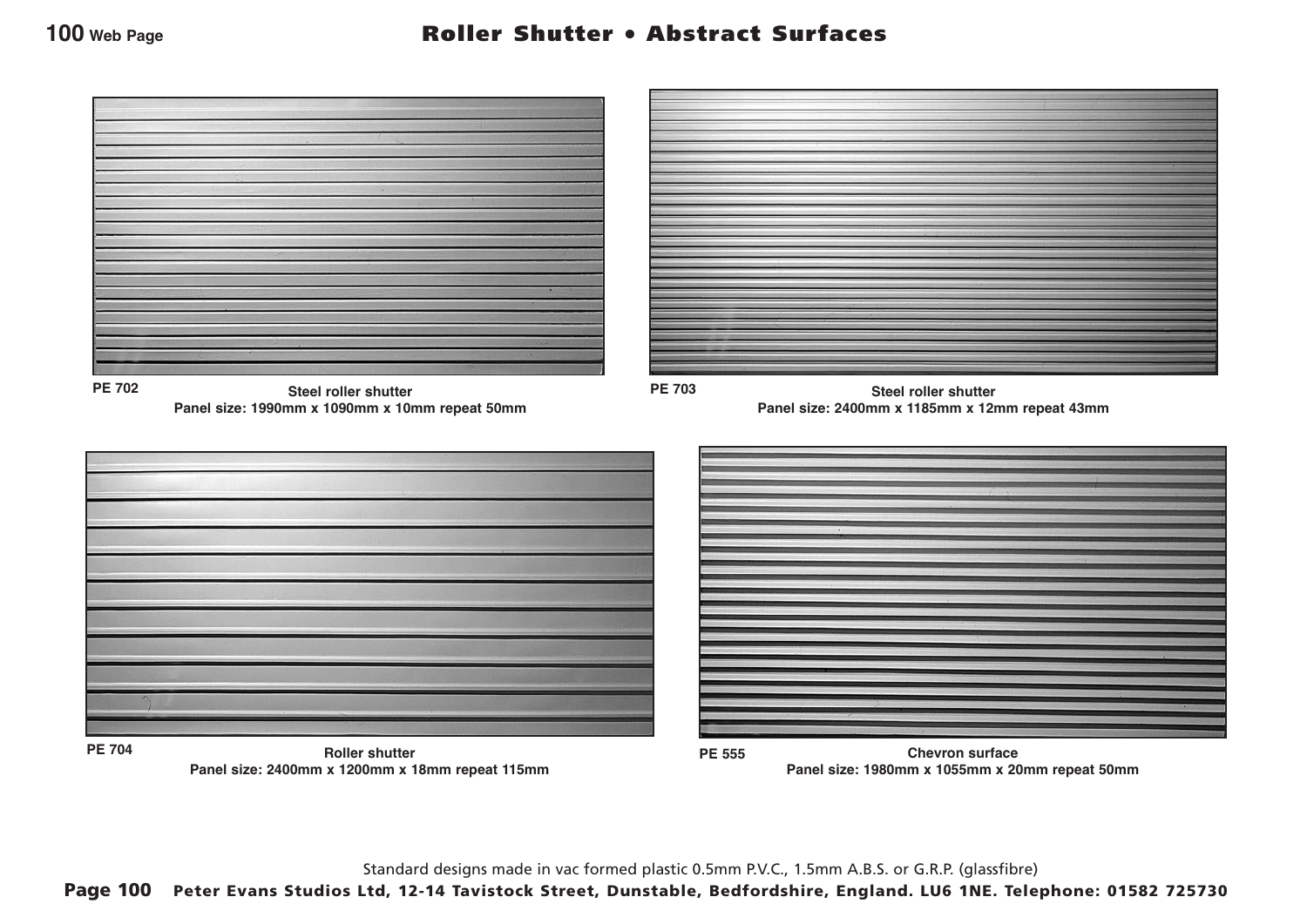# Roller Shutter • Abstract Surfaces

**PE 702**

**Steel roller shutter**
**Panel size: 1990mm x 1090mm x 10mm repeat 50mm**

**PE 703**

**Steel roller shutter**
**Panel size: 2400mm x 1185mm x 12mm repeat 43mm**

**PE 704**

**Roller shutter**
**Panel size: 2400mm x 1200mm x 18mm repeat 115mm**

**PE 555**

**Chevron surface**
**Panel size: 1980mm x 1055mm x 20mm repeat 50mm**

Standard designs made in vac formed plastic 0.5mm P.V.C., 1.5mm A.B.S. or G.R.P. (glassfibre)

**Peter Evans Studios Ltd, 12-14 Tavistock Street, Dunstable, Bedfordshire, England. LU6 1NE. Telephone: 01582 725730**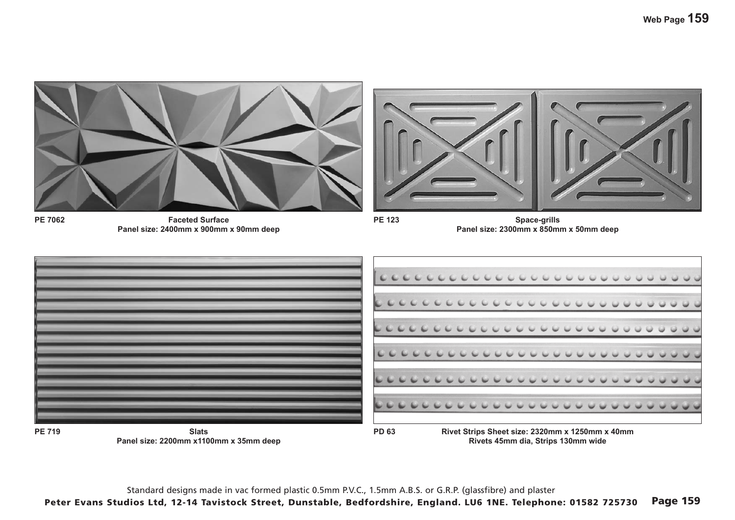**PE 7062** **Faceted Surface**
**Panel size: 2400mm x 900mm x 90mm deep**

**PE 123** **Space-grills**
**Panel size: 2300mm x 850mm x 50mm deep**

**PE 719** **Slats**
**Panel size: 2200mm x1100mm x 35mm deep**

**PD 63** **Rivet Strips Sheet size: 2320mm x 1250mm x 40mm**
**Rivets 45mm dia, Strips 130mm wide**

Standard designs made in vac formed plastic 0.5mm P.V.C., 1.5mm A.B.S. or G.R.P. (glassfibre) and plaster

**Peter Evans Studios Ltd, 12-14 Tavistock Street, Dunstable, Bedfordshire, England. LU6 1NE. Telephone: 01582 725730**